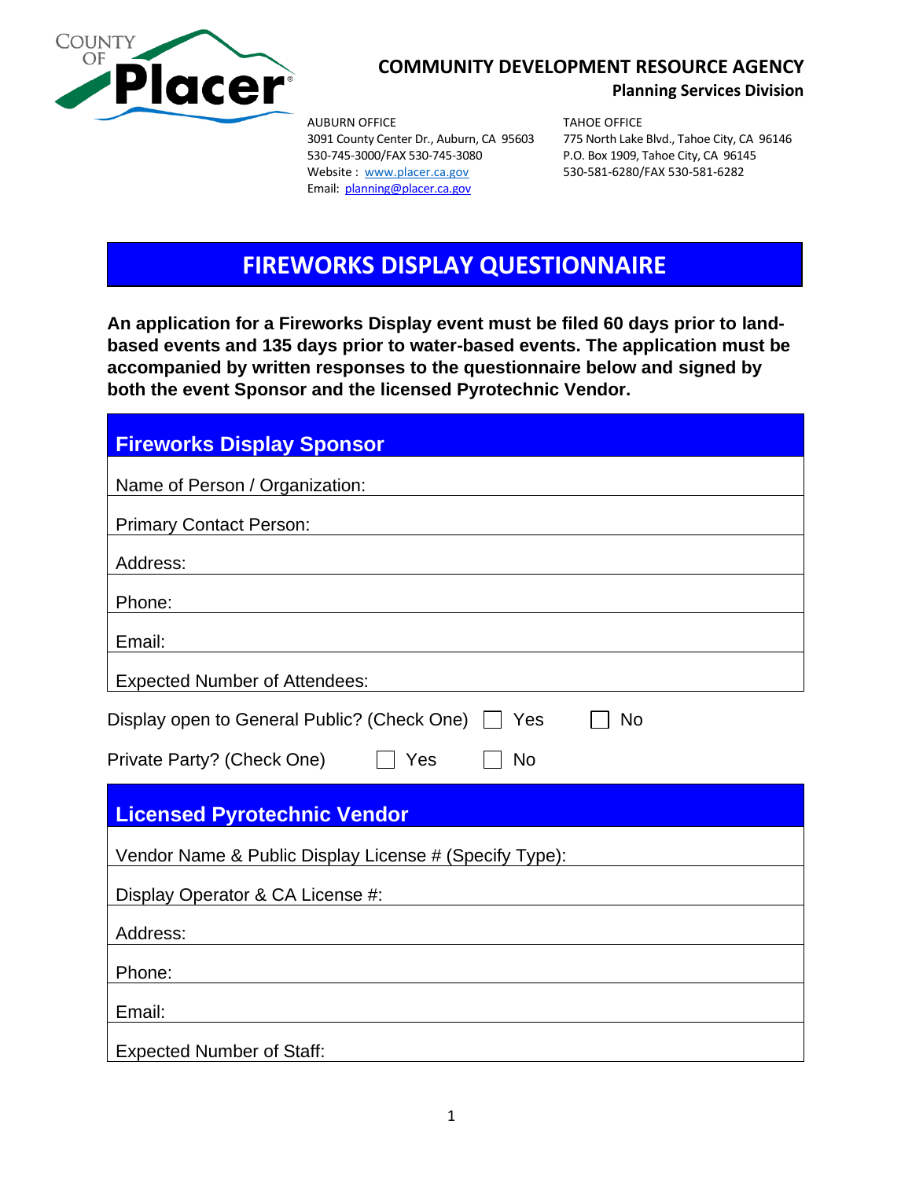COUNTY OF Placer

**COMMUNITY DEVELOPMENT RESOURCE AGENCY**
**Planning Services Division**

AUBURN OFFICE
3091 County Center Dr., Auburn, CA 95603
530-745-3000/FAX 530-745-3080
Website : www.placer.ca.gov
Email: planning@placer.ca.gov

TAHOE OFFICE
775 North Lake Blvd., Tahoe City, CA 96146
P.O. Box 1909, Tahoe City, CA 96145
530-581-6280/FAX 530-581-6282

# FIREWORKS DISPLAY QUESTIONNAIRE

**An application for a Fireworks Display event must be filed 60 days prior to land-based events and 135 days prior to water-based events. The application must be accompanied by written responses to the questionnaire below and signed by both the event Sponsor and the licensed Pyrotechnic Vendor.**

## Fireworks Display Sponsor

| Fireworks Display Sponsor |
|---|
| Name of Person / Organization: |
| Primary Contact Person: |
| Address: |
| Phone: |
| Email: |
| Expected Number of Attendees: |

Display open to General Public? (Check One) ☐ Yes ☐ No

Private Party? (Check One) ☐ Yes ☐ No

## Licensed Pyrotechnic Vendor

| Licensed Pyrotechnic Vendor |
|---|
| Vendor Name & Public Display License # (Specify Type): |
| Display Operator & CA License #: |
| Address: |
| Phone: |
| Email: |
| Expected Number of Staff: |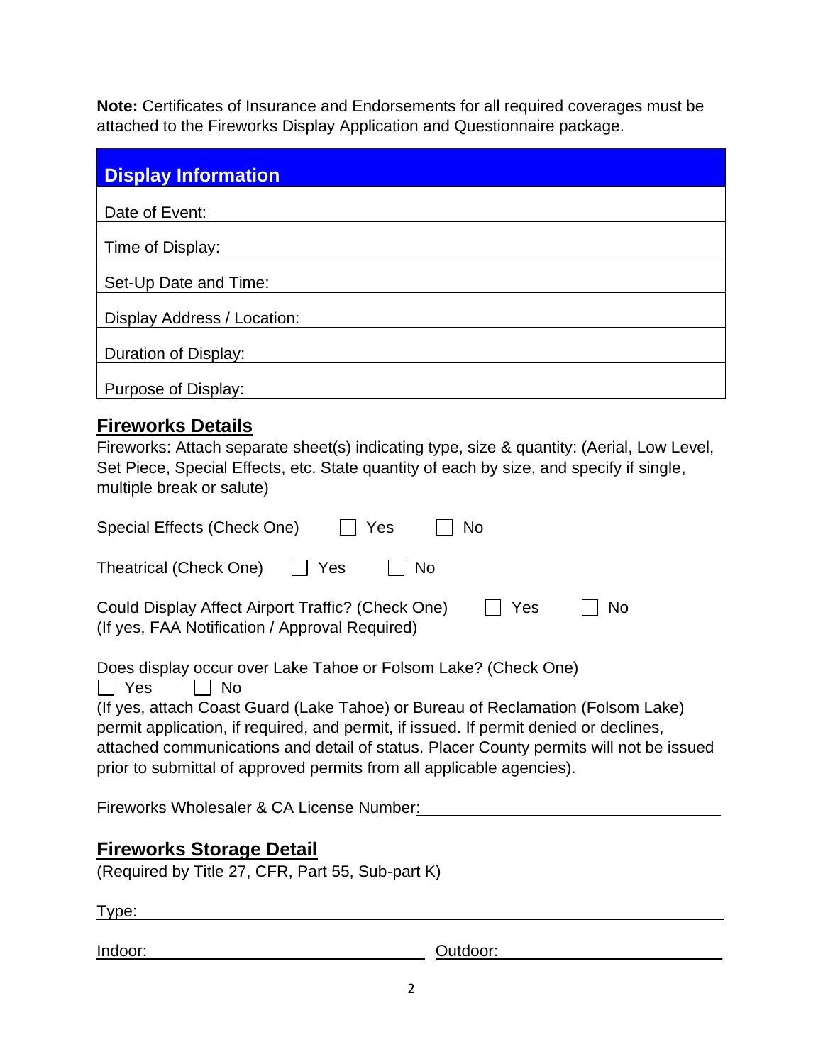**Note:** Certificates of Insurance and Endorsements for all required coverages must be attached to the Fireworks Display Application and Questionnaire package.

| Display Information |
|---|
| Date of Event: |
| Time of Display: |
| Set-Up Date and Time: |
| Display Address / Location: |
| Duration of Display: |
| Purpose of Display: |

## Fireworks Details

Fireworks: Attach separate sheet(s) indicating type, size & quantity: (Aerial, Low Level, Set Piece, Special Effects, etc. State quantity of each by size, and specify if single, multiple break or salute)

Special Effects (Check One) ☐ Yes ☐ No

Theatrical (Check One) ☐ Yes ☐ No

Could Display Affect Airport Traffic? (Check One) ☐ Yes ☐ No
(If yes, FAA Notification / Approval Required)

Does display occur over Lake Tahoe or Folsom Lake? (Check One)
☐ Yes ☐ No
(If yes, attach Coast Guard (Lake Tahoe) or Bureau of Reclamation (Folsom Lake) permit application, if required, and permit, if issued. If permit denied or declines, attached communications and detail of status. Placer County permits will not be issued prior to submittal of approved permits from all applicable agencies).

Fireworks Wholesaler & CA License Number: ______________________________

## Fireworks Storage Detail

(Required by Title 27, CFR, Part 55, Sub-part K)

Type: ______________________________

Indoor: ____________________ Outdoor: ____________________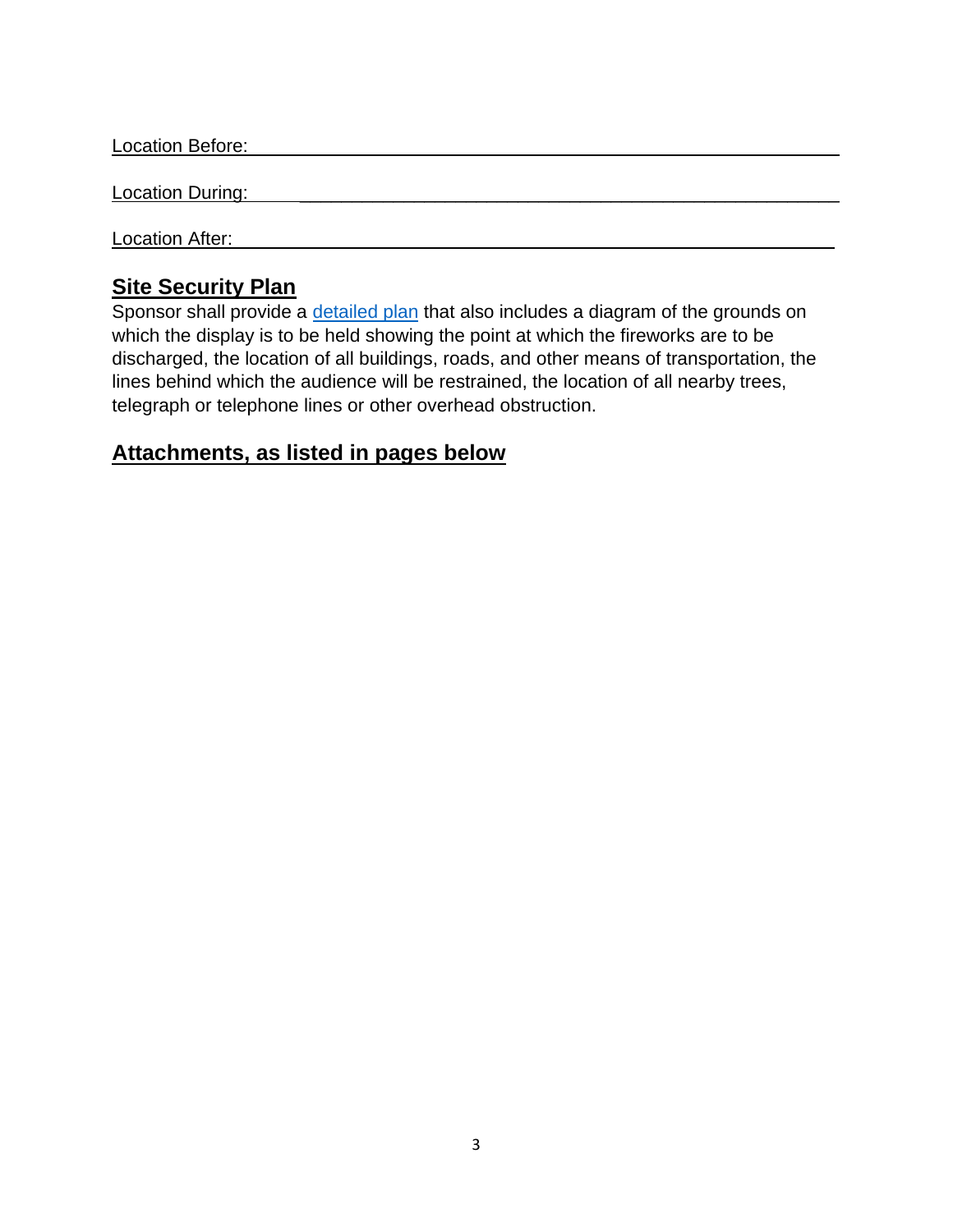Location Before: ___________________________________________________________

Location During: ___________________________________________________________

Location After: ____________________________________________________________

## Site Security Plan

Sponsor shall provide a [detailed plan]() that also includes a diagram of the grounds on which the display is to be held showing the point at which the fireworks are to be discharged, the location of all buildings, roads, and other means of transportation, the lines behind which the audience will be restrained, the location of all nearby trees, telegraph or telephone lines or other overhead obstruction.

## Attachments, as listed in pages below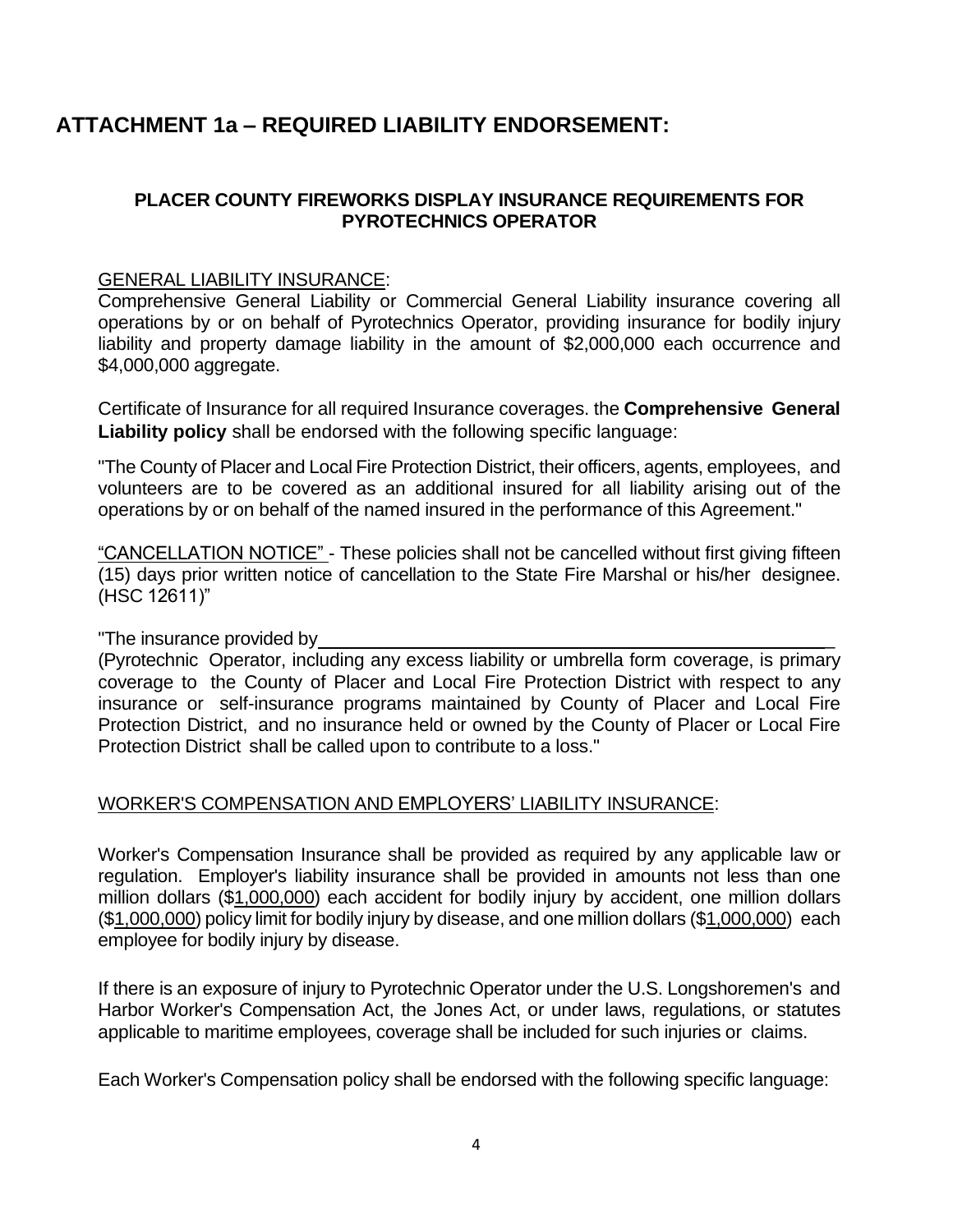## ATTACHMENT 1a – REQUIRED LIABILITY ENDORSEMENT:

### PLACER COUNTY FIREWORKS DISPLAY INSURANCE REQUIREMENTS FOR PYROTECHNICS OPERATOR

<u>GENERAL LIABILITY INSURANCE</u>:

Comprehensive General Liability or Commercial General Liability insurance covering all operations by or on behalf of Pyrotechnics Operator, providing insurance for bodily injury liability and property damage liability in the amount of $2,000,000 each occurrence and $4,000,000 aggregate.

Certificate of Insurance for all required Insurance coverages. the **Comprehensive General Liability policy** shall be endorsed with the following specific language:

"The County of Placer and Local Fire Protection District, their officers, agents, employees, and volunteers are to be covered as an additional insured for all liability arising out of the operations by or on behalf of the named insured in the performance of this Agreement."

<u>"CANCELLATION NOTICE"</u> - These policies shall not be cancelled without first giving fifteen (15) days prior written notice of cancellation to the State Fire Marshal or his/her designee. (HSC 12611)"

"The insurance provided by\_\_\_\_\_\_\_\_\_\_\_\_\_\_\_\_\_\_\_\_\_\_\_\_\_\_\_\_\_\_\_\_\_\_\_\_\_\_\_\_\_\_\_\_\_\_\_\_\_\_

(Pyrotechnic Operator, including any excess liability or umbrella form coverage, is primary coverage to the County of Placer and Local Fire Protection District with respect to any insurance or self-insurance programs maintained by County of Placer and Local Fire Protection District, and no insurance held or owned by the County of Placer or Local Fire Protection District shall be called upon to contribute to a loss."

<u>WORKER'S COMPENSATION AND EMPLOYERS' LIABILITY INSURANCE</u>:

Worker's Compensation Insurance shall be provided as required by any applicable law or regulation. Employer's liability insurance shall be provided in amounts not less than one million dollars ($<u>1,000,000</u>) each accident for bodily injury by accident, one million dollars ($<u>1,000,000</u>) policy limit for bodily injury by disease, and one million dollars ($<u>1,000,000</u>) each employee for bodily injury by disease.

If there is an exposure of injury to Pyrotechnic Operator under the U.S. Longshoremen's and Harbor Worker's Compensation Act, the Jones Act, or under laws, regulations, or statutes applicable to maritime employees, coverage shall be included for such injuries or claims.

Each Worker's Compensation policy shall be endorsed with the following specific language: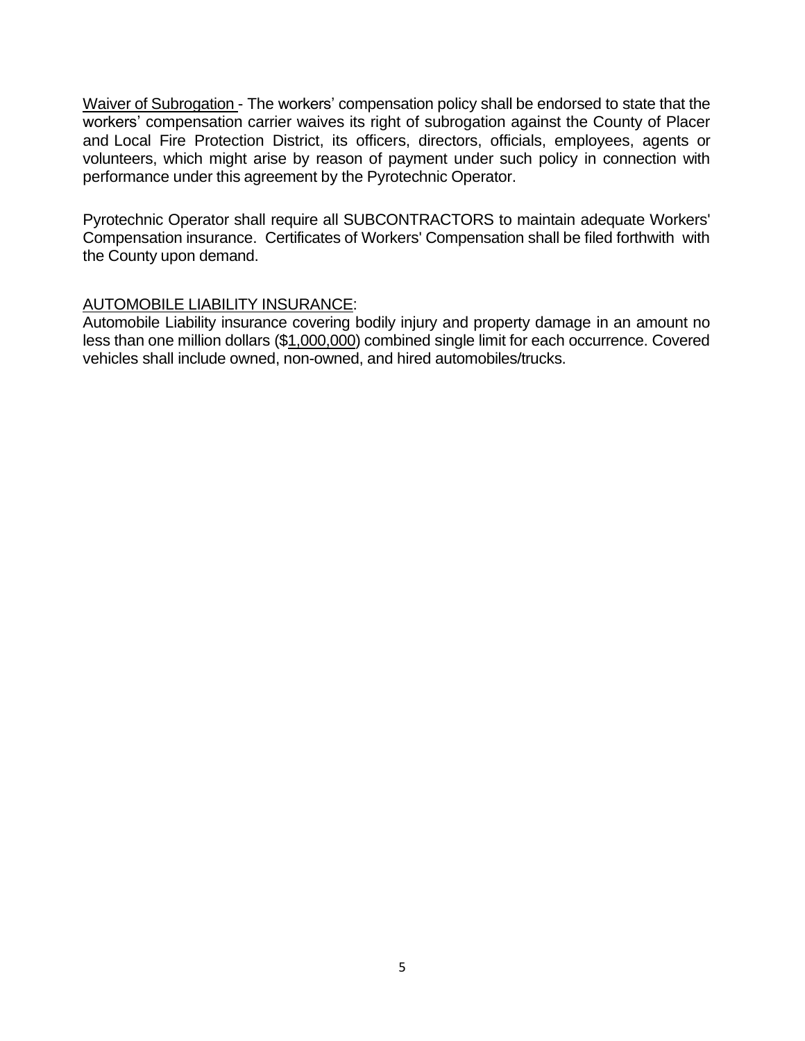Waiver of Subrogation - The workers' compensation policy shall be endorsed to state that the workers' compensation carrier waives its right of subrogation against the County of Placer and Local Fire Protection District, its officers, directors, officials, employees, agents or volunteers, which might arise by reason of payment under such policy in connection with performance under this agreement by the Pyrotechnic Operator.

Pyrotechnic Operator shall require all SUBCONTRACTORS to maintain adequate Workers' Compensation insurance. Certificates of Workers' Compensation shall be filed forthwith with the County upon demand.

AUTOMOBILE LIABILITY INSURANCE:
Automobile Liability insurance covering bodily injury and property damage in an amount no less than one million dollars ($1,000,000) combined single limit for each occurrence. Covered vehicles shall include owned, non-owned, and hired automobiles/trucks.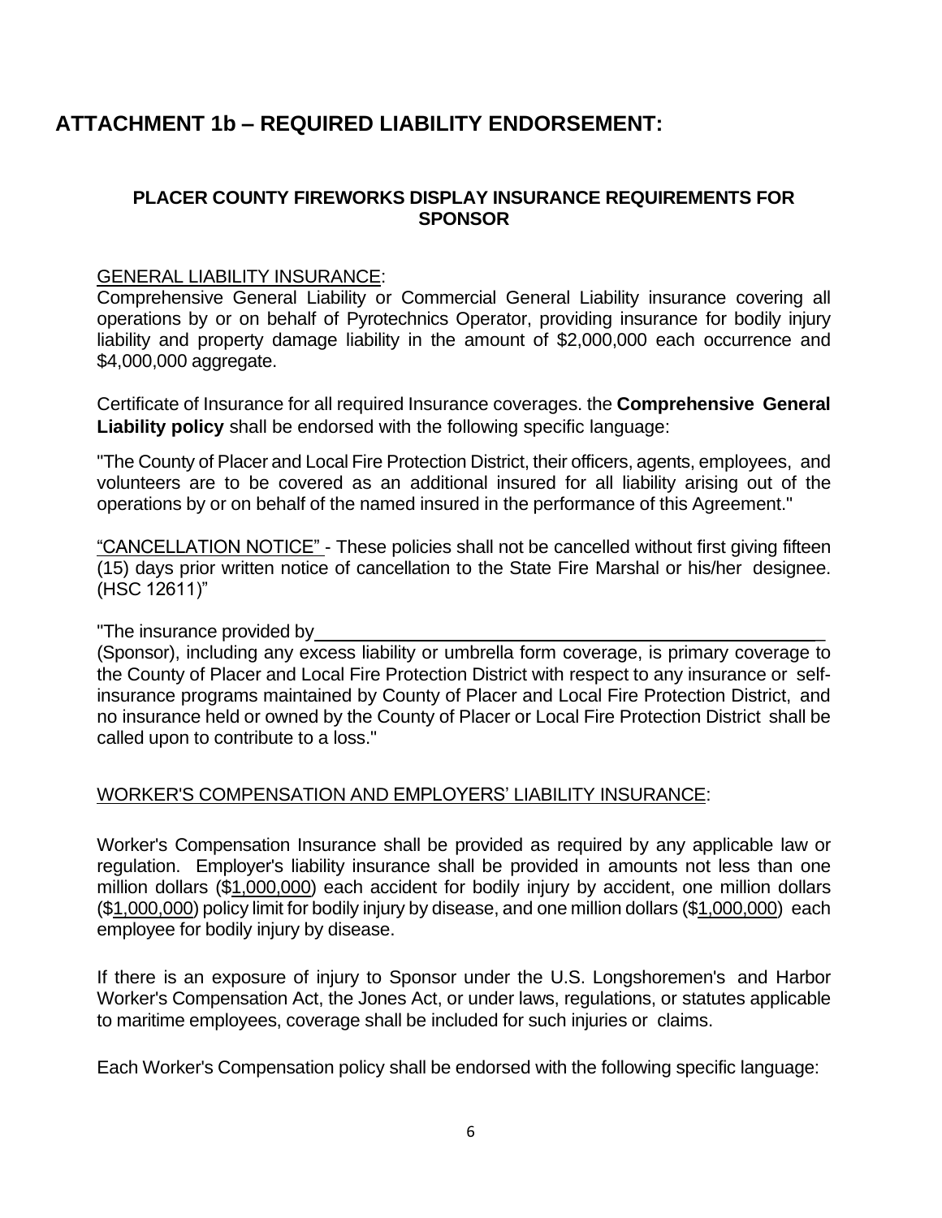## ATTACHMENT 1b – REQUIRED LIABILITY ENDORSEMENT:

### PLACER COUNTY FIREWORKS DISPLAY INSURANCE REQUIREMENTS FOR SPONSOR

GENERAL LIABILITY INSURANCE:
Comprehensive General Liability or Commercial General Liability insurance covering all operations by or on behalf of Pyrotechnics Operator, providing insurance for bodily injury liability and property damage liability in the amount of $2,000,000 each occurrence and $4,000,000 aggregate.

Certificate of Insurance for all required Insurance coverages. the **Comprehensive General Liability policy** shall be endorsed with the following specific language:

"The County of Placer and Local Fire Protection District, their officers, agents, employees, and volunteers are to be covered as an additional insured for all liability arising out of the operations by or on behalf of the named insured in the performance of this Agreement."

"CANCELLATION NOTICE" - These policies shall not be cancelled without first giving fifteen (15) days prior written notice of cancellation to the State Fire Marshal or his/her designee. (HSC 12611)"

"The insurance provided by ______________________________________________ (Sponsor), including any excess liability or umbrella form coverage, is primary coverage to the County of Placer and Local Fire Protection District with respect to any insurance or self-insurance programs maintained by County of Placer and Local Fire Protection District, and no insurance held or owned by the County of Placer or Local Fire Protection District shall be called upon to contribute to a loss."

WORKER'S COMPENSATION AND EMPLOYERS' LIABILITY INSURANCE:

Worker's Compensation Insurance shall be provided as required by any applicable law or regulation. Employer's liability insurance shall be provided in amounts not less than one million dollars ($1,000,000) each accident for bodily injury by accident, one million dollars ($1,000,000) policy limit for bodily injury by disease, and one million dollars ($1,000,000) each employee for bodily injury by disease.

If there is an exposure of injury to Sponsor under the U.S. Longshoremen's and Harbor Worker's Compensation Act, the Jones Act, or under laws, regulations, or statutes applicable to maritime employees, coverage shall be included for such injuries or claims.

Each Worker's Compensation policy shall be endorsed with the following specific language: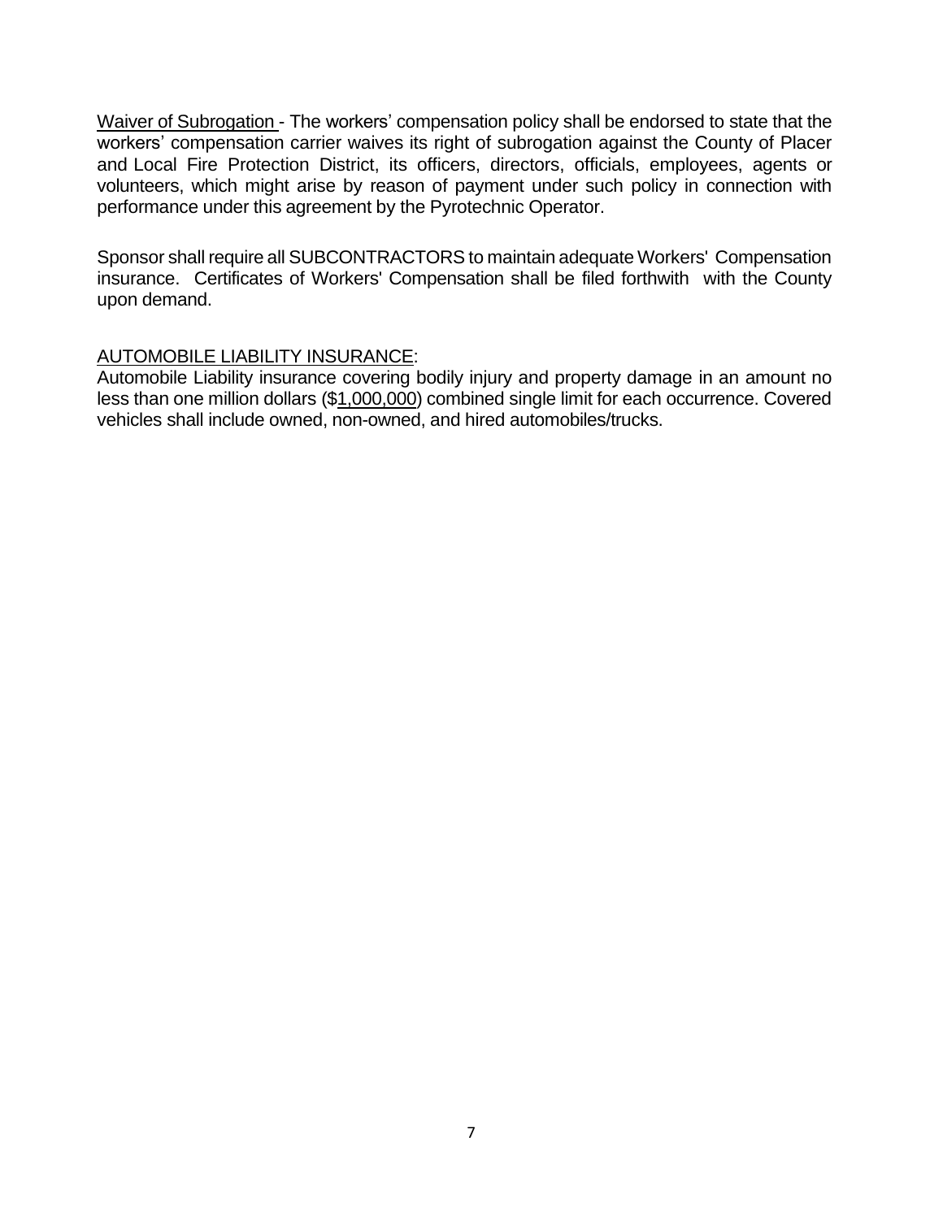Waiver of Subrogation - The workers' compensation policy shall be endorsed to state that the workers' compensation carrier waives its right of subrogation against the County of Placer and Local Fire Protection District, its officers, directors, officials, employees, agents or volunteers, which might arise by reason of payment under such policy in connection with performance under this agreement by the Pyrotechnic Operator.

Sponsor shall require all SUBCONTRACTORS to maintain adequate Workers' Compensation insurance. Certificates of Workers' Compensation shall be filed forthwith with the County upon demand.

AUTOMOBILE LIABILITY INSURANCE:

Automobile Liability insurance covering bodily injury and property damage in an amount no less than one million dollars ($1,000,000) combined single limit for each occurrence. Covered vehicles shall include owned, non-owned, and hired automobiles/trucks.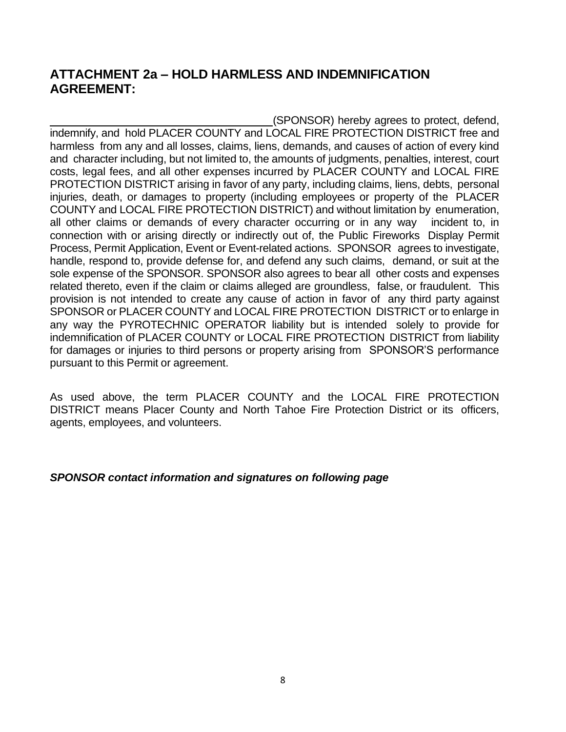## ATTACHMENT 2a – HOLD HARMLESS AND INDEMNIFICATION AGREEMENT:

_____________________________________(SPONSOR) hereby agrees to protect, defend, indemnify, and hold PLACER COUNTY and LOCAL FIRE PROTECTION DISTRICT free and harmless from any and all losses, claims, liens, demands, and causes of action of every kind and character including, but not limited to, the amounts of judgments, penalties, interest, court costs, legal fees, and all other expenses incurred by PLACER COUNTY and LOCAL FIRE PROTECTION DISTRICT arising in favor of any party, including claims, liens, debts, personal injuries, death, or damages to property (including employees or property of the PLACER COUNTY and LOCAL FIRE PROTECTION DISTRICT) and without limitation by enumeration, all other claims or demands of every character occurring or in any way incident to, in connection with or arising directly or indirectly out of, the Public Fireworks Display Permit Process, Permit Application, Event or Event-related actions. SPONSOR agrees to investigate, handle, respond to, provide defense for, and defend any such claims, demand, or suit at the sole expense of the SPONSOR. SPONSOR also agrees to bear all other costs and expenses related thereto, even if the claim or claims alleged are groundless, false, or fraudulent. This provision is not intended to create any cause of action in favor of any third party against SPONSOR or PLACER COUNTY and LOCAL FIRE PROTECTION DISTRICT or to enlarge in any way the PYROTECHNIC OPERATOR liability but is intended solely to provide for indemnification of PLACER COUNTY or LOCAL FIRE PROTECTION DISTRICT from liability for damages or injuries to third persons or property arising from SPONSOR'S performance pursuant to this Permit or agreement.

As used above, the term PLACER COUNTY and the LOCAL FIRE PROTECTION DISTRICT means Placer County and North Tahoe Fire Protection District or its officers, agents, employees, and volunteers.

***SPONSOR contact information and signatures on following page***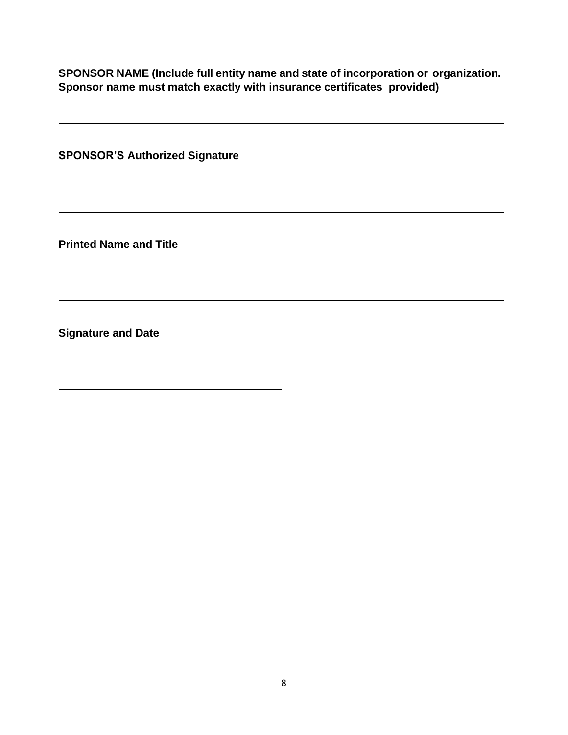**SPONSOR NAME (Include full entity name and state of incorporation or organization. Sponsor name must match exactly with insurance certificates provided)**

\_\_\_\_\_\_\_\_\_\_\_\_\_\_\_\_\_\_\_\_\_\_\_\_\_\_\_\_\_\_\_\_\_\_\_\_\_\_\_\_\_\_\_\_\_\_\_\_\_\_\_\_\_\_\_\_\_\_\_\_\_\_\_\_\_\_\_\_\_\_

**SPONSOR'S Authorized Signature**

\_\_\_\_\_\_\_\_\_\_\_\_\_\_\_\_\_\_\_\_\_\_\_\_\_\_\_\_\_\_\_\_\_\_\_\_\_\_\_\_\_\_\_\_\_\_\_\_\_\_\_\_\_\_\_\_\_\_\_\_\_\_\_\_\_\_\_\_\_\_

**Printed Name and Title**

\_\_\_\_\_\_\_\_\_\_\_\_\_\_\_\_\_\_\_\_\_\_\_\_\_\_\_\_\_\_\_\_\_\_\_\_\_\_\_\_\_\_\_\_\_\_\_\_\_\_\_\_\_\_\_\_\_\_\_\_\_\_\_\_\_\_\_\_\_\_

**Signature and Date**

\_\_\_\_\_\_\_\_\_\_\_\_\_\_\_\_\_\_\_\_\_\_\_\_\_\_\_\_\_\_\_\_\_\_\_\_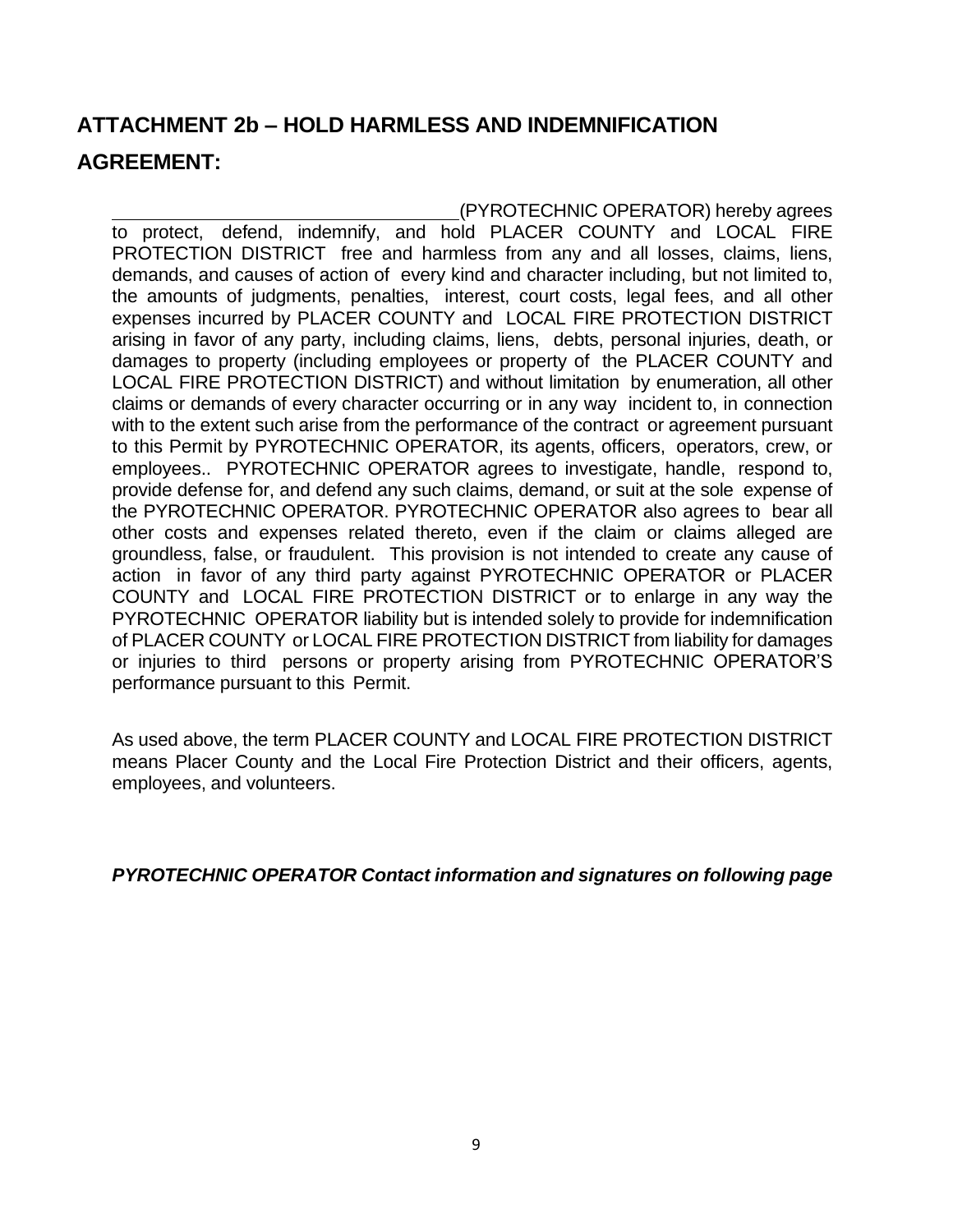## ATTACHMENT 2b – HOLD HARMLESS AND INDEMNIFICATION AGREEMENT:

\_\_\_\_\_\_\_\_\_\_\_\_\_\_\_\_\_\_\_\_\_\_\_\_\_\_\_\_\_\_\_\_\_\_(PYROTECHNIC OPERATOR) hereby agrees to protect, defend, indemnify, and hold PLACER COUNTY and LOCAL FIRE PROTECTION DISTRICT free and harmless from any and all losses, claims, liens, demands, and causes of action of every kind and character including, but not limited to, the amounts of judgments, penalties, interest, court costs, legal fees, and all other expenses incurred by PLACER COUNTY and LOCAL FIRE PROTECTION DISTRICT arising in favor of any party, including claims, liens, debts, personal injuries, death, or damages to property (including employees or property of the PLACER COUNTY and LOCAL FIRE PROTECTION DISTRICT) and without limitation by enumeration, all other claims or demands of every character occurring or in any way incident to, in connection with to the extent such arise from the performance of the contract or agreement pursuant to this Permit by PYROTECHNIC OPERATOR, its agents, officers, operators, crew, or employees.. PYROTECHNIC OPERATOR agrees to investigate, handle, respond to, provide defense for, and defend any such claims, demand, or suit at the sole expense of the PYROTECHNIC OPERATOR. PYROTECHNIC OPERATOR also agrees to bear all other costs and expenses related thereto, even if the claim or claims alleged are groundless, false, or fraudulent. This provision is not intended to create any cause of action in favor of any third party against PYROTECHNIC OPERATOR or PLACER COUNTY and LOCAL FIRE PROTECTION DISTRICT or to enlarge in any way the PYROTECHNIC OPERATOR liability but is intended solely to provide for indemnification of PLACER COUNTY or LOCAL FIRE PROTECTION DISTRICT from liability for damages or injuries to third persons or property arising from PYROTECHNIC OPERATOR'S performance pursuant to this Permit.

As used above, the term PLACER COUNTY and LOCAL FIRE PROTECTION DISTRICT means Placer County and the Local Fire Protection District and their officers, agents, employees, and volunteers.

***PYROTECHNIC OPERATOR Contact information and signatures on following page***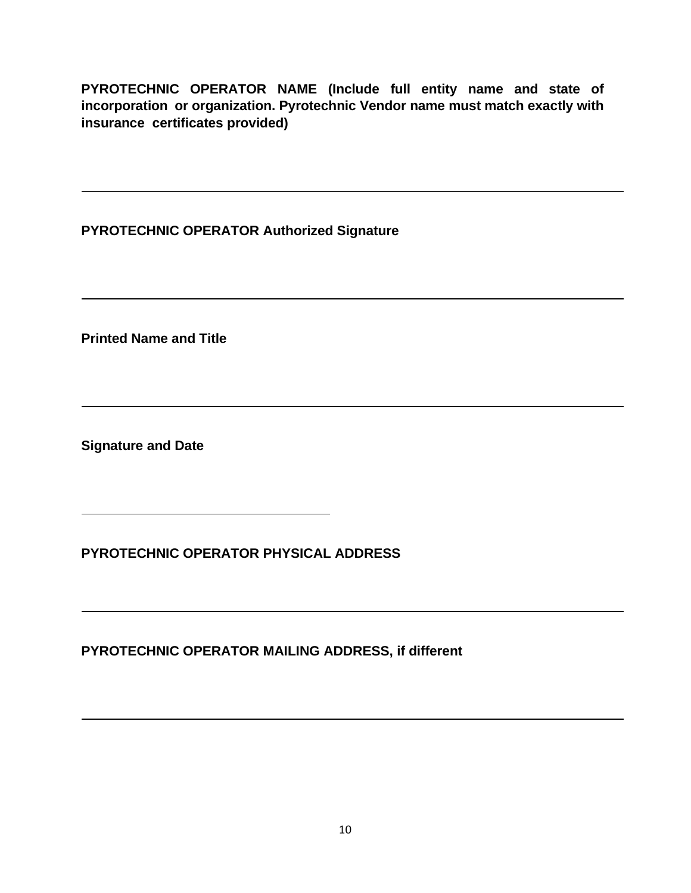**PYROTECHNIC OPERATOR NAME (Include full entity name and state of incorporation or organization. Pyrotechnic Vendor name must match exactly with insurance certificates provided)**

______________________________________________________________________

**PYROTECHNIC OPERATOR Authorized Signature**

______________________________________________________________________

**Printed Name and Title**

______________________________________________________________________

**Signature and Date**

______________________________

**PYROTECHNIC OPERATOR PHYSICAL ADDRESS**

______________________________________________________________________

**PYROTECHNIC OPERATOR MAILING ADDRESS, if different**

______________________________________________________________________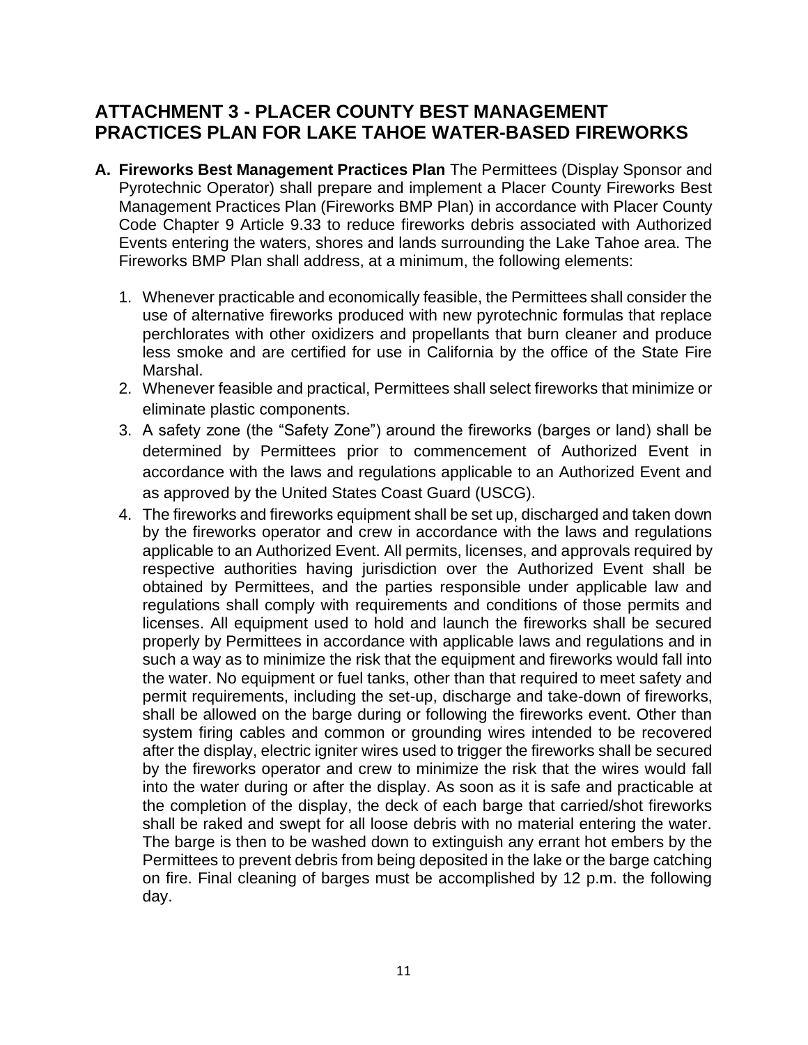## ATTACHMENT 3 - PLACER COUNTY BEST MANAGEMENT PRACTICES PLAN FOR LAKE TAHOE WATER-BASED FIREWORKS

**A. Fireworks Best Management Practices Plan** The Permittees (Display Sponsor and Pyrotechnic Operator) shall prepare and implement a Placer County Fireworks Best Management Practices Plan (Fireworks BMP Plan) in accordance with Placer County Code Chapter 9 Article 9.33 to reduce fireworks debris associated with Authorized Events entering the waters, shores and lands surrounding the Lake Tahoe area. The Fireworks BMP Plan shall address, at a minimum, the following elements:

1. Whenever practicable and economically feasible, the Permittees shall consider the use of alternative fireworks produced with new pyrotechnic formulas that replace perchlorates with other oxidizers and propellants that burn cleaner and produce less smoke and are certified for use in California by the office of the State Fire Marshal.
2. Whenever feasible and practical, Permittees shall select fireworks that minimize or eliminate plastic components.
3. A safety zone (the "Safety Zone") around the fireworks (barges or land) shall be determined by Permittees prior to commencement of Authorized Event in accordance with the laws and regulations applicable to an Authorized Event and as approved by the United States Coast Guard (USCG).
4. The fireworks and fireworks equipment shall be set up, discharged and taken down by the fireworks operator and crew in accordance with the laws and regulations applicable to an Authorized Event. All permits, licenses, and approvals required by respective authorities having jurisdiction over the Authorized Event shall be obtained by Permittees, and the parties responsible under applicable law and regulations shall comply with requirements and conditions of those permits and licenses. All equipment used to hold and launch the fireworks shall be secured properly by Permittees in accordance with applicable laws and regulations and in such a way as to minimize the risk that the equipment and fireworks would fall into the water. No equipment or fuel tanks, other than that required to meet safety and permit requirements, including the set-up, discharge and take-down of fireworks, shall be allowed on the barge during or following the fireworks event. Other than system firing cables and common or grounding wires intended to be recovered after the display, electric igniter wires used to trigger the fireworks shall be secured by the fireworks operator and crew to minimize the risk that the wires would fall into the water during or after the display. As soon as it is safe and practicable at the completion of the display, the deck of each barge that carried/shot fireworks shall be raked and swept for all loose debris with no material entering the water. The barge is then to be washed down to extinguish any errant hot embers by the Permittees to prevent debris from being deposited in the lake or the barge catching on fire. Final cleaning of barges must be accomplished by 12 p.m. the following day.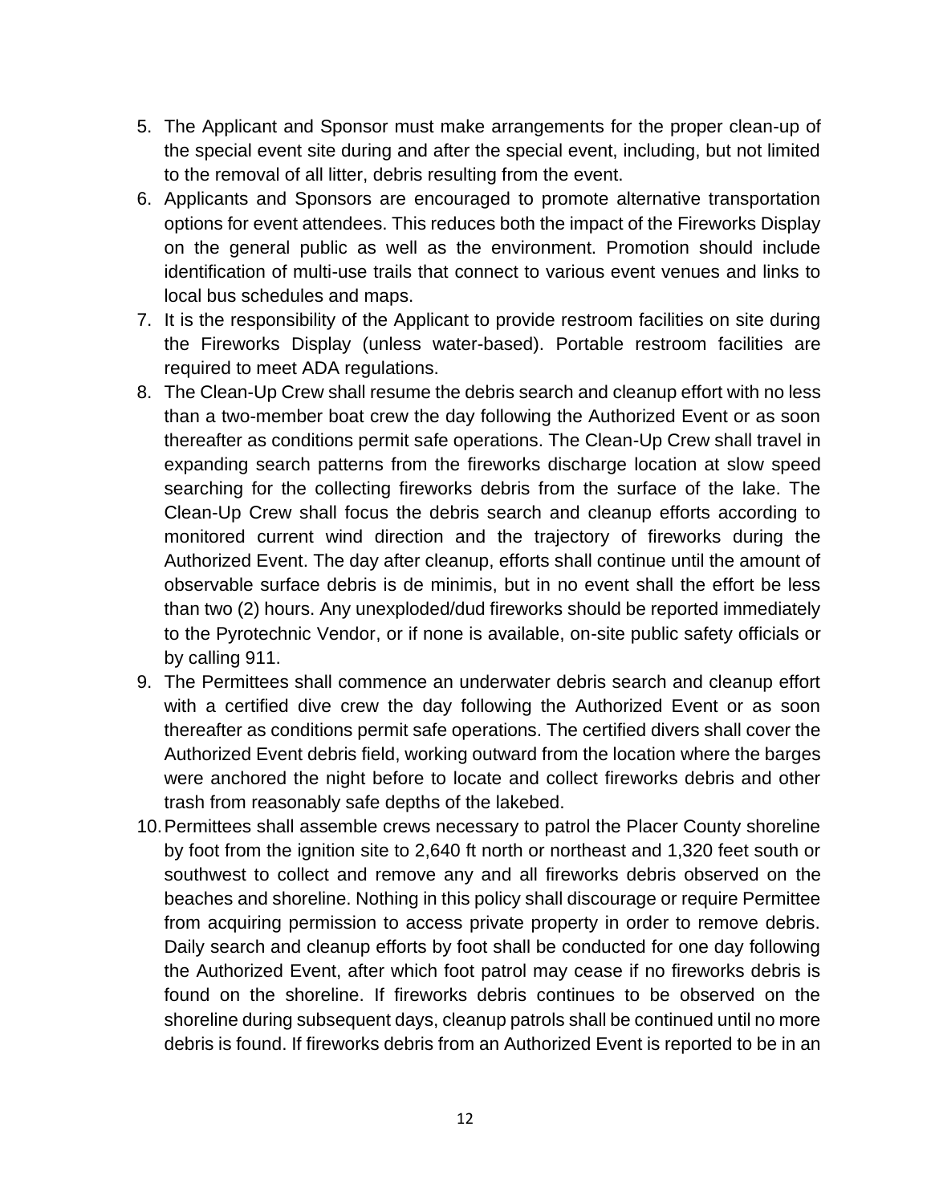5. The Applicant and Sponsor must make arrangements for the proper clean-up of the special event site during and after the special event, including, but not limited to the removal of all litter, debris resulting from the event.
6. Applicants and Sponsors are encouraged to promote alternative transportation options for event attendees. This reduces both the impact of the Fireworks Display on the general public as well as the environment. Promotion should include identification of multi-use trails that connect to various event venues and links to local bus schedules and maps.
7. It is the responsibility of the Applicant to provide restroom facilities on site during the Fireworks Display (unless water-based). Portable restroom facilities are required to meet ADA regulations.
8. The Clean-Up Crew shall resume the debris search and cleanup effort with no less than a two-member boat crew the day following the Authorized Event or as soon thereafter as conditions permit safe operations. The Clean-Up Crew shall travel in expanding search patterns from the fireworks discharge location at slow speed searching for the collecting fireworks debris from the surface of the lake. The Clean-Up Crew shall focus the debris search and cleanup efforts according to monitored current wind direction and the trajectory of fireworks during the Authorized Event. The day after cleanup, efforts shall continue until the amount of observable surface debris is de minimis, but in no event shall the effort be less than two (2) hours. Any unexploded/dud fireworks should be reported immediately to the Pyrotechnic Vendor, or if none is available, on-site public safety officials or by calling 911.
9. The Permittees shall commence an underwater debris search and cleanup effort with a certified dive crew the day following the Authorized Event or as soon thereafter as conditions permit safe operations. The certified divers shall cover the Authorized Event debris field, working outward from the location where the barges were anchored the night before to locate and collect fireworks debris and other trash from reasonably safe depths of the lakebed.
10. Permittees shall assemble crews necessary to patrol the Placer County shoreline by foot from the ignition site to 2,640 ft north or northeast and 1,320 feet south or southwest to collect and remove any and all fireworks debris observed on the beaches and shoreline. Nothing in this policy shall discourage or require Permittee from acquiring permission to access private property in order to remove debris. Daily search and cleanup efforts by foot shall be conducted for one day following the Authorized Event, after which foot patrol may cease if no fireworks debris is found on the shoreline. If fireworks debris continues to be observed on the shoreline during subsequent days, cleanup patrols shall be continued until no more debris is found. If fireworks debris from an Authorized Event is reported to be in an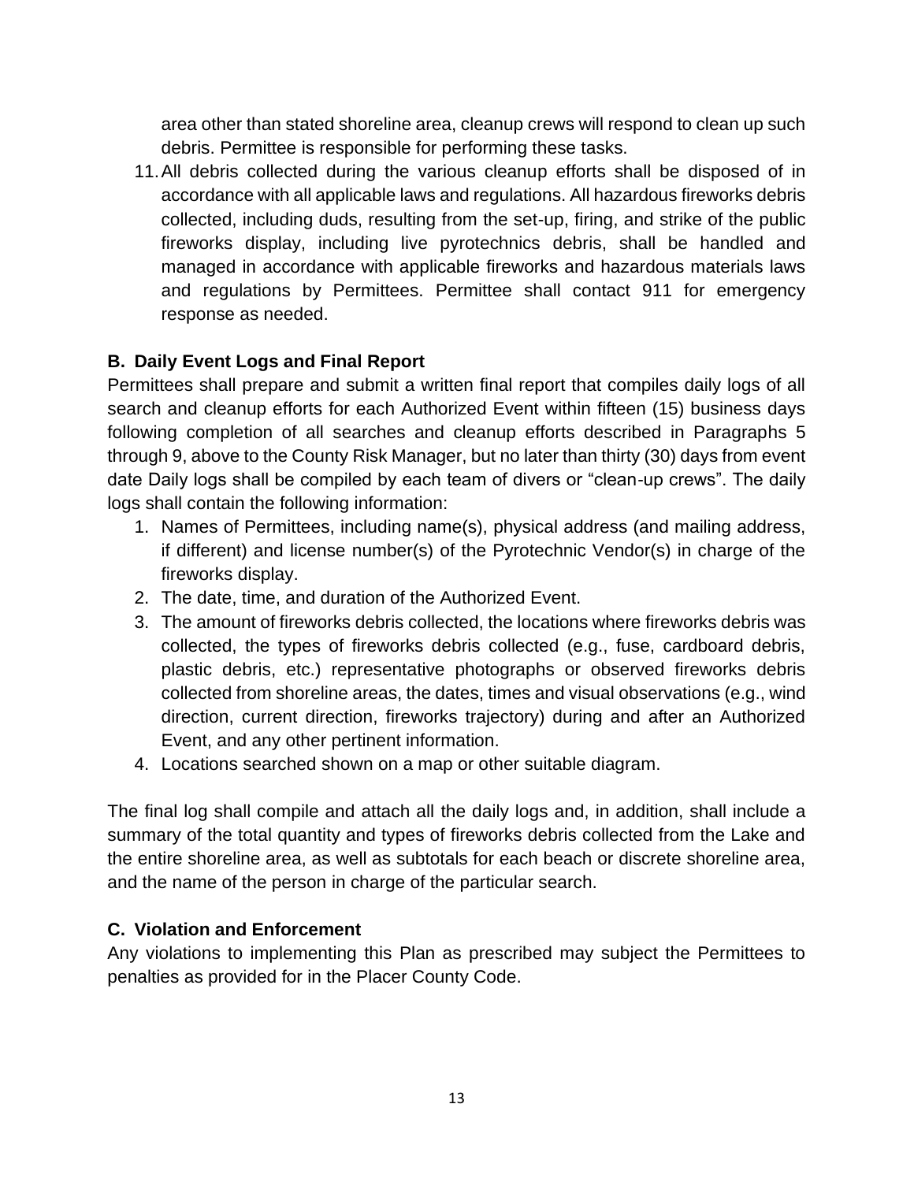area other than stated shoreline area, cleanup crews will respond to clean up such debris. Permittee is responsible for performing these tasks.

11. All debris collected during the various cleanup efforts shall be disposed of in accordance with all applicable laws and regulations. All hazardous fireworks debris collected, including duds, resulting from the set-up, firing, and strike of the public fireworks display, including live pyrotechnics debris, shall be handled and managed in accordance with applicable fireworks and hazardous materials laws and regulations by Permittees. Permittee shall contact 911 for emergency response as needed.

**B. Daily Event Logs and Final Report**

Permittees shall prepare and submit a written final report that compiles daily logs of all search and cleanup efforts for each Authorized Event within fifteen (15) business days following completion of all searches and cleanup efforts described in Paragraphs 5 through 9, above to the County Risk Manager, but no later than thirty (30) days from event date Daily logs shall be compiled by each team of divers or "clean-up crews". The daily logs shall contain the following information:

1. Names of Permittees, including name(s), physical address (and mailing address, if different) and license number(s) of the Pyrotechnic Vendor(s) in charge of the fireworks display.
2. The date, time, and duration of the Authorized Event.
3. The amount of fireworks debris collected, the locations where fireworks debris was collected, the types of fireworks debris collected (e.g., fuse, cardboard debris, plastic debris, etc.) representative photographs or observed fireworks debris collected from shoreline areas, the dates, times and visual observations (e.g., wind direction, current direction, fireworks trajectory) during and after an Authorized Event, and any other pertinent information.
4. Locations searched shown on a map or other suitable diagram.

The final log shall compile and attach all the daily logs and, in addition, shall include a summary of the total quantity and types of fireworks debris collected from the Lake and the entire shoreline area, as well as subtotals for each beach or discrete shoreline area, and the name of the person in charge of the particular search.

**C. Violation and Enforcement**

Any violations to implementing this Plan as prescribed may subject the Permittees to penalties as provided for in the Placer County Code.